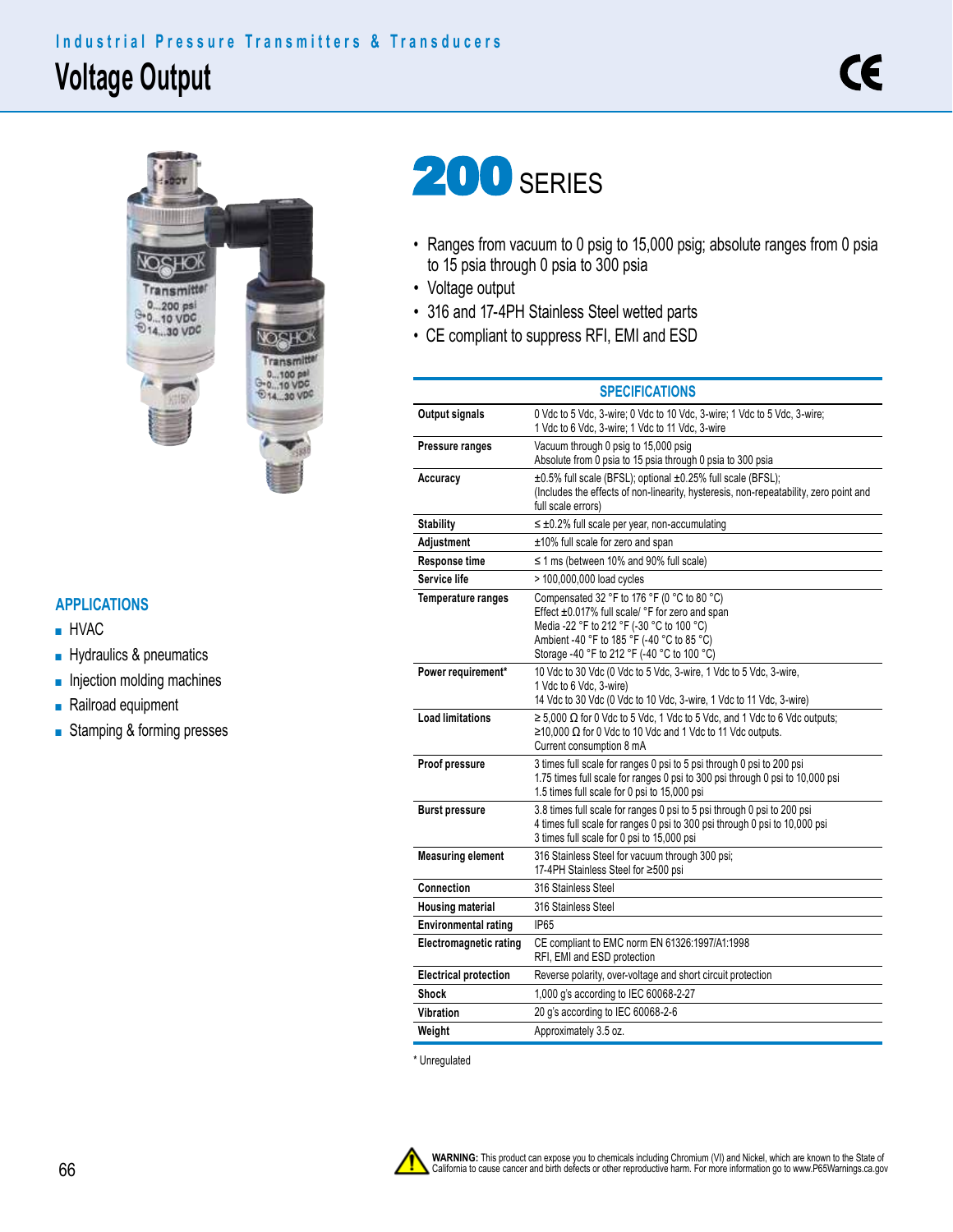Industrial Pressure Transmitters & Transducers

# Voltage Output

# 200 SERIES

- Ranges from vacuum to 0 psig to 15,000 psig; absolute ranges from 0 psia to 15 psia through 0 psia to 300 psia
- Voltage output
- 316 and 17-4PH Stainless Steel wetted parts
- CE compliant to suppress RFI, EMI and ESD

## APPLICATIONS

- HVAC
- Hydraulics & pneumatics
- Injection molding machines
- Railroad equipment
- Stamping & forming presses

## SPECIFICATIONS

| | |
|---|---|
| **Output signals** | 0 Vdc to 5 Vdc, 3-wire; 0 Vdc to 10 Vdc, 3-wire; 1 Vdc to 5 Vdc, 3-wire; 1 Vdc to 6 Vdc, 3-wire; 1 Vdc to 11 Vdc, 3-wire |
| **Pressure ranges** | Vacuum through 0 psig to 15,000 psig<br>Absolute from 0 psia to 15 psia through 0 psia to 300 psia |
| **Accuracy** | ±0.5% full scale (BFSL); optional ±0.25% full scale (BFSL);<br>(Includes the effects of non-linearity, hysteresis, non-repeatability, zero point and full scale errors) |
| **Stability** | ≤ ±0.2% full scale per year, non-accumulating |
| **Adjustment** | ±10% full scale for zero and span |
| **Response time** | ≤ 1 ms (between 10% and 90% full scale) |
| **Service life** | > 100,000,000 load cycles |
| **Temperature ranges** | Compensated 32 °F to 176 °F (0 °C to 80 °C)<br>Effect ±0.017% full scale/ °F for zero and span<br>Media -22 °F to 212 °F (-30 °C to 100 °C)<br>Ambient -40 °F to 185 °F (-40 °C to 85 °C)<br>Storage -40 °F to 212 °F (-40 °C to 100 °C) |
| **Power requirement*** | 10 Vdc to 30 Vdc (0 Vdc to 5 Vdc, 3-wire, 1 Vdc to 5 Vdc, 3-wire, 1 Vdc to 6 Vdc, 3-wire)<br>14 Vdc to 30 Vdc (0 Vdc to 10 Vdc, 3-wire, 1 Vdc to 11 Vdc, 3-wire) |
| **Load limitations** | ≥ 5,000 Ω for 0 Vdc to 5 Vdc, 1 Vdc to 5 Vdc, and 1 Vdc to 6 Vdc outputs;<br>≥10,000 Ω for 0 Vdc to 10 Vdc and 1 Vdc to 11 Vdc outputs.<br>Current consumption 8 mA |
| **Proof pressure** | 3 times full scale for ranges 0 psi to 5 psi through 0 psi to 200 psi<br>1.75 times full scale for ranges 0 psi to 300 psi through 0 psi to 10,000 psi<br>1.5 times full scale for 0 psi to 15,000 psi |
| **Burst pressure** | 3.8 times full scale for ranges 0 psi to 5 psi through 0 psi to 200 psi<br>4 times full scale for ranges 0 psi to 300 psi through 0 psi to 10,000 psi<br>3 times full scale for 0 psi to 15,000 psi |
| **Measuring element** | 316 Stainless Steel for vacuum through 300 psi;<br>17-4PH Stainless Steel for ≥500 psi |
| **Connection** | 316 Stainless Steel |
| **Housing material** | 316 Stainless Steel |
| **Environmental rating** | IP65 |
| **Electromagnetic rating** | CE compliant to EMC norm EN 61326:1997/A1:1998<br>RFI, EMI and ESD protection |
| **Electrical protection** | Reverse polarity, over-voltage and short circuit protection |
| **Shock** | 1,000 g's according to IEC 60068-2-27 |
| **Vibration** | 20 g's according to IEC 60068-2-6 |
| **Weight** | Approximately 3.5 oz. |

* Unregulated

**WARNING:** This product can expose you to chemicals including Chromium (VI) and Nickel, which are known to the State of California to cause cancer and birth defects or other reproductive harm. For more information go to www.P65Warnings.ca.gov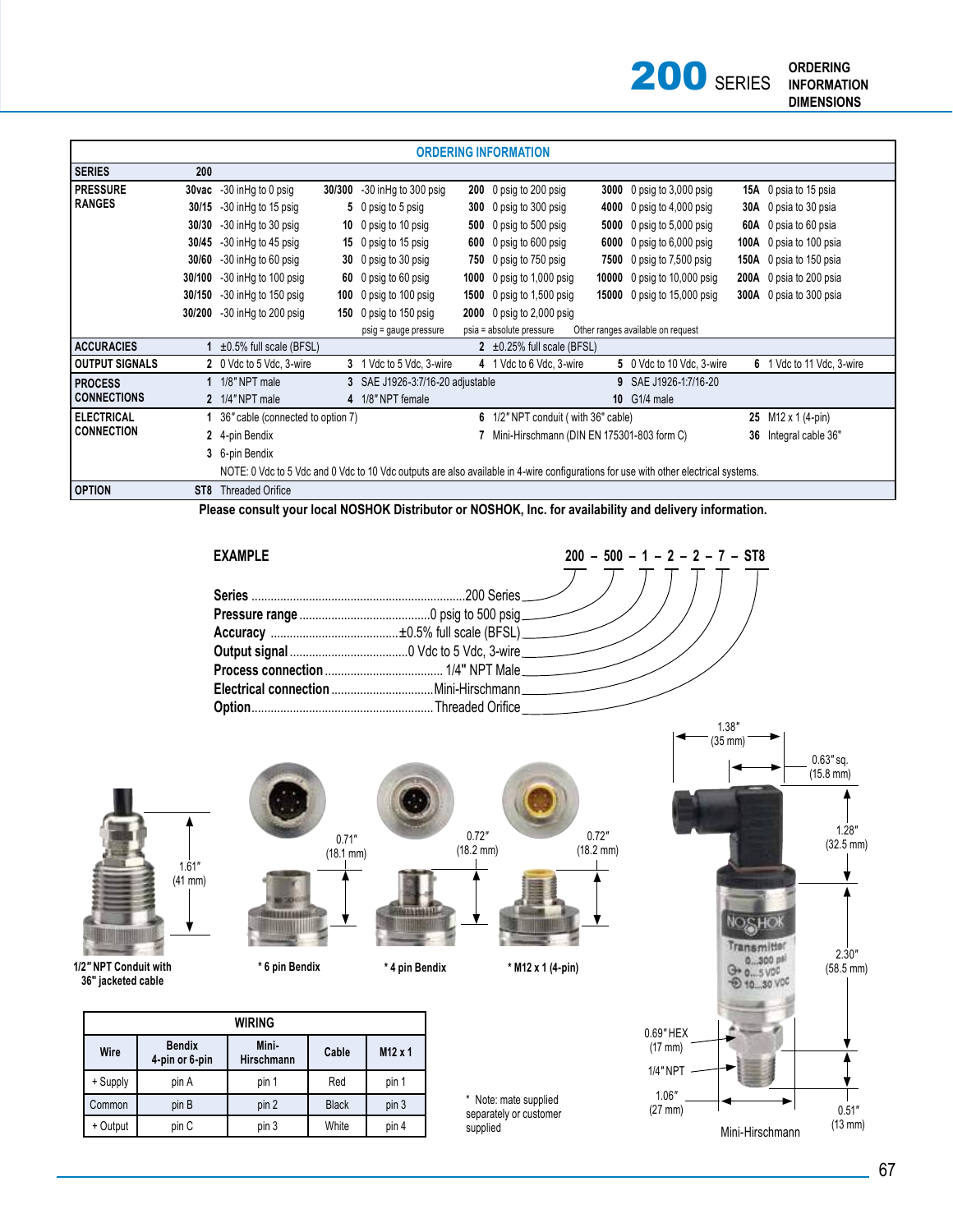# 200 SERIES

**ORDERING INFORMATION**
**DIMENSIONS**

## ORDERING INFORMATION

| | | |
|---|---|---|
| **SERIES** | **200** | |
| **PRESSURE RANGES** | **30vac** -30 inHg to 0 psig; **30/15** -30 inHg to 15 psig; **30/30** -30 inHg to 30 psig; **30/45** -30 inHg to 45 psig; **30/60** -30 inHg to 60 psig; **30/100** -30 inHg to 100 psig; **30/150** -30 inHg to 150 psig; **30/200** -30 inHg to 200 psig; **30/300** -30 inHg to 300 psig; **5** 0 psig to 5 psig; **10** 0 psig to 10 psig; **15** 0 psig to 15 psig; **30** 0 psig to 30 psig; **60** 0 psig to 60 psig; **100** 0 psig to 100 psig; **150** 0 psig to 150 psig; **200** 0 psig to 200 psig; **300** 0 psig to 300 psig; **500** 0 psig to 500 psig; **600** 0 psig to 600 psig; **750** 0 psig to 750 psig; **1000** 0 psig to 1,000 psig; **1500** 0 psig to 1,500 psig; **2000** 0 psig to 2,000 psig; **3000** 0 psig to 3,000 psig; **4000** 0 psig to 4,000 psig; **5000** 0 psig to 5,000 psig; **6000** 0 psig to 6,000 psig; **7500** 0 psig to 7,500 psig; **10000** 0 psig to 10,000 psig; **15000** 0 psig to 15,000 psig; **15A** 0 psia to 15 psia; **30A** 0 psia to 30 psia; **60A** 0 psia to 60 psia; **100A** 0 psia to 100 psia; **150A** 0 psia to 150 psia; **200A** 0 psia to 200 psia; **300A** 0 psia to 300 psia | psig = gauge pressure; psia = absolute pressure; Other ranges available on request |
| **ACCURACIES** | **1** ±0.5% full scale (BFSL); **2** ±0.25% full scale (BFSL) | |
| **OUTPUT SIGNALS** | **2** 0 Vdc to 5 Vdc, 3-wire; **3** 1 Vdc to 5 Vdc, 3-wire; **4** 1 Vdc to 6 Vdc, 3-wire; **5** 0 Vdc to 10 Vdc, 3-wire; **6** 1 Vdc to 11 Vdc, 3-wire | |
| **PROCESS CONNECTIONS** | **1** 1/8″ NPT male; **2** 1/4″ NPT male; **3** SAE J1926-3:7/16-20 adjustable; **4** 1/8″ NPT female; **9** SAE J1926-1:7/16-20; **10** G1/4 male | |
| **ELECTRICAL CONNECTION** | **1** 36″ cable (connected to option 7); **2** 4-pin Bendix; **3** 6-pin Bendix; **6** 1/2″ NPT conduit ( with 36″ cable); **7** Mini-Hirschmann (DIN EN 175301-803 form C); **25** M12 x 1 (4-pin); **36** Integral cable 36″ | NOTE: 0 Vdc to 5 Vdc and 0 Vdc to 10 Vdc outputs are also available in 4-wire configurations for use with other electrical systems. |
| **OPTION** | **ST8** Threaded Orifice | |

**Please consult your local NOSHOK Distributor or NOSHOK, Inc. for availability and delivery information.**

### EXAMPLE

**200 – 500 – 1 – 2 – 2 – 7 – ST8**

- **Series** ........ 200 Series
- **Pressure range** ........ 0 psig to 500 psig
- **Accuracy** ........ ±0.5% full scale (BFSL)
- **Output signal** ........ 0 Vdc to 5 Vdc, 3-wire
- **Process connection** ........ 1/4" NPT Male
- **Electrical connection** ........ Mini-Hirschmann
- **Option** ........ Threaded Orifice

1.61″ (41 mm)
**1/2″ NPT Conduit with 36″ jacketed cable**

0.71″ (18.1 mm)
**\* 6 pin Bendix**

0.72″ (18.2 mm)
**\* 4 pin Bendix**

0.72″ (18.2 mm)
**\* M12 x 1 (4-pin)**

1.38″ (35 mm)
0.63″ sq. (15.8 mm)
1.28″ (32.5 mm)
2.30″ (58.5 mm)
0.69″ HEX (17 mm)
1/4″ NPT
1.06″ (27 mm)
0.51″ (13 mm)
NOSHOK Transmitter 0...300 psi 0...5 VDC 10...30 VDC
Mini-Hirschmann

| WIRING | | | | |
|---|---|---|---|---|
| **Wire** | **Bendix 4-pin or 6-pin** | **Mini-Hirschmann** | **Cable** | **M12 x 1** |
| + Supply | pin A | pin 1 | Red | pin 1 |
| Common | pin B | pin 2 | Black | pin 3 |
| + Output | pin C | pin 3 | White | pin 4 |

\* Note: mate supplied separately or customer supplied